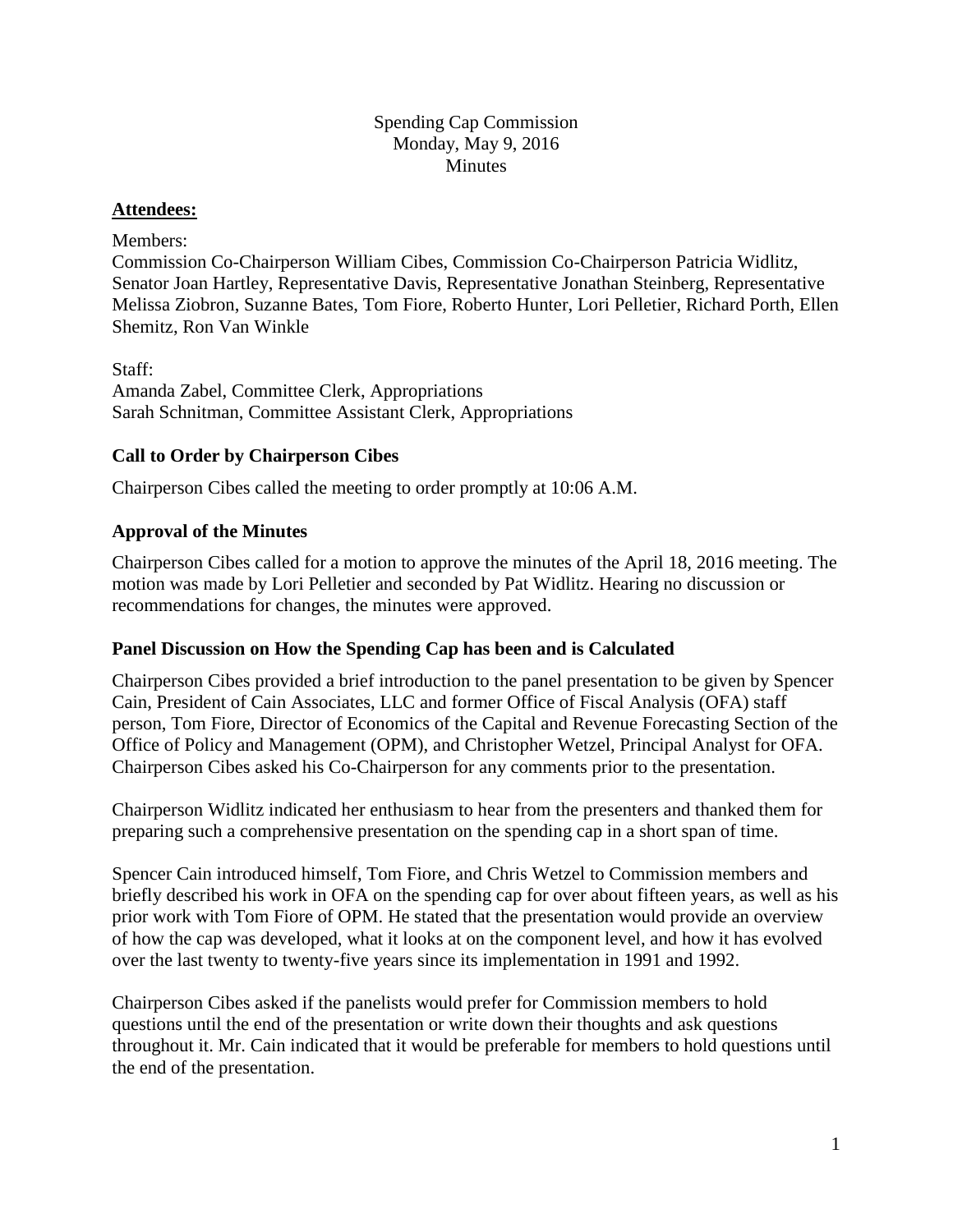Spending Cap Commission
Monday, May 9, 2016
Minutes

## **Attendees:**

Members:
Commission Co-Chairperson William Cibes, Commission Co-Chairperson Patricia Widlitz, Senator Joan Hartley, Representative Davis, Representative Jonathan Steinberg, Representative Melissa Ziobron, Suzanne Bates, Tom Fiore, Roberto Hunter, Lori Pelletier, Richard Porth, Ellen Shemitz, Ron Van Winkle

Staff:
Amanda Zabel, Committee Clerk, Appropriations
Sarah Schnitman, Committee Assistant Clerk, Appropriations

### **Call to Order by Chairperson Cibes**

Chairperson Cibes called the meeting to order promptly at 10:06 A.M.

### **Approval of the Minutes**

Chairperson Cibes called for a motion to approve the minutes of the April 18, 2016 meeting. The motion was made by Lori Pelletier and seconded by Pat Widlitz. Hearing no discussion or recommendations for changes, the minutes were approved.

### **Panel Discussion on How the Spending Cap has been and is Calculated**

Chairperson Cibes provided a brief introduction to the panel presentation to be given by Spencer Cain, President of Cain Associates, LLC and former Office of Fiscal Analysis (OFA) staff person, Tom Fiore, Director of Economics of the Capital and Revenue Forecasting Section of the Office of Policy and Management (OPM), and Christopher Wetzel, Principal Analyst for OFA. Chairperson Cibes asked his Co-Chairperson for any comments prior to the presentation.

Chairperson Widlitz indicated her enthusiasm to hear from the presenters and thanked them for preparing such a comprehensive presentation on the spending cap in a short span of time.

Spencer Cain introduced himself, Tom Fiore, and Chris Wetzel to Commission members and briefly described his work in OFA on the spending cap for over about fifteen years, as well as his prior work with Tom Fiore of OPM. He stated that the presentation would provide an overview of how the cap was developed, what it looks at on the component level, and how it has evolved over the last twenty to twenty-five years since its implementation in 1991 and 1992.

Chairperson Cibes asked if the panelists would prefer for Commission members to hold questions until the end of the presentation or write down their thoughts and ask questions throughout it. Mr. Cain indicated that it would be preferable for members to hold questions until the end of the presentation.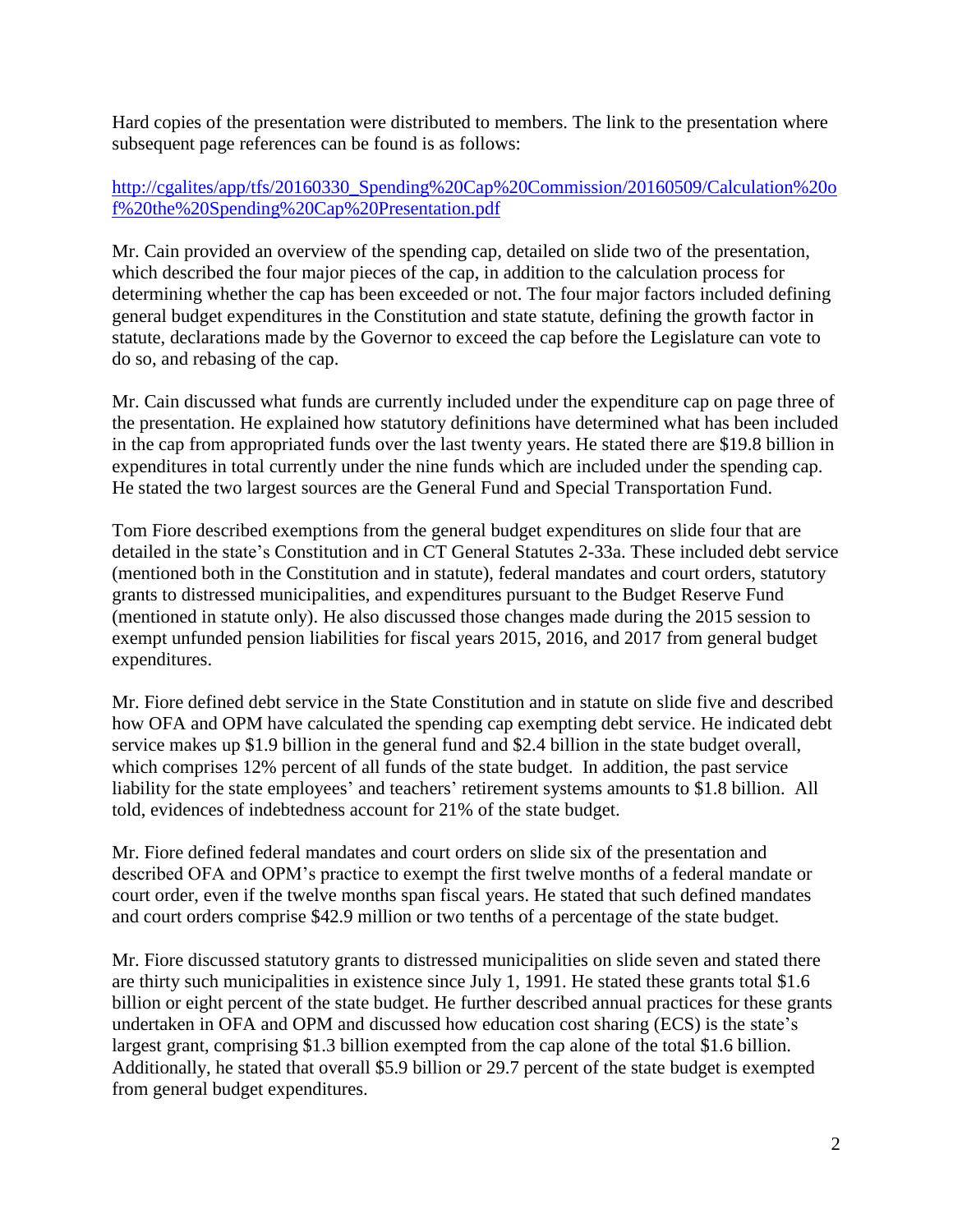Hard copies of the presentation were distributed to members. The link to the presentation where subsequent page references can be found is as follows:

[http://cgalites/app/tfs/20160330_Spending%20Cap%20Commission/20160509/Calculation%20of%20the%20Spending%20Cap%20Presentation.pdf](http://cgalites/app/tfs/20160330_Spending%20Cap%20Commission/20160509/Calculation%20of%20the%20Spending%20Cap%20Presentation.pdf)

Mr. Cain provided an overview of the spending cap, detailed on slide two of the presentation, which described the four major pieces of the cap, in addition to the calculation process for determining whether the cap has been exceeded or not. The four major factors included defining general budget expenditures in the Constitution and state statute, defining the growth factor in statute, declarations made by the Governor to exceed the cap before the Legislature can vote to do so, and rebasing of the cap.

Mr. Cain discussed what funds are currently included under the expenditure cap on page three of the presentation. He explained how statutory definitions have determined what has been included in the cap from appropriated funds over the last twenty years. He stated there are $19.8 billion in expenditures in total currently under the nine funds which are included under the spending cap. He stated the two largest sources are the General Fund and Special Transportation Fund.

Tom Fiore described exemptions from the general budget expenditures on slide four that are detailed in the state's Constitution and in CT General Statutes 2-33a. These included debt service (mentioned both in the Constitution and in statute), federal mandates and court orders, statutory grants to distressed municipalities, and expenditures pursuant to the Budget Reserve Fund (mentioned in statute only). He also discussed those changes made during the 2015 session to exempt unfunded pension liabilities for fiscal years 2015, 2016, and 2017 from general budget expenditures.

Mr. Fiore defined debt service in the State Constitution and in statute on slide five and described how OFA and OPM have calculated the spending cap exempting debt service. He indicated debt service makes up $1.9 billion in the general fund and $2.4 billion in the state budget overall, which comprises 12% percent of all funds of the state budget. In addition, the past service liability for the state employees' and teachers' retirement systems amounts to $1.8 billion. All told, evidences of indebtedness account for 21% of the state budget.

Mr. Fiore defined federal mandates and court orders on slide six of the presentation and described OFA and OPM's practice to exempt the first twelve months of a federal mandate or court order, even if the twelve months span fiscal years. He stated that such defined mandates and court orders comprise $42.9 million or two tenths of a percentage of the state budget.

Mr. Fiore discussed statutory grants to distressed municipalities on slide seven and stated there are thirty such municipalities in existence since July 1, 1991. He stated these grants total $1.6 billion or eight percent of the state budget. He further described annual practices for these grants undertaken in OFA and OPM and discussed how education cost sharing (ECS) is the state's largest grant, comprising $1.3 billion exempted from the cap alone of the total $1.6 billion. Additionally, he stated that overall $5.9 billion or 29.7 percent of the state budget is exempted from general budget expenditures.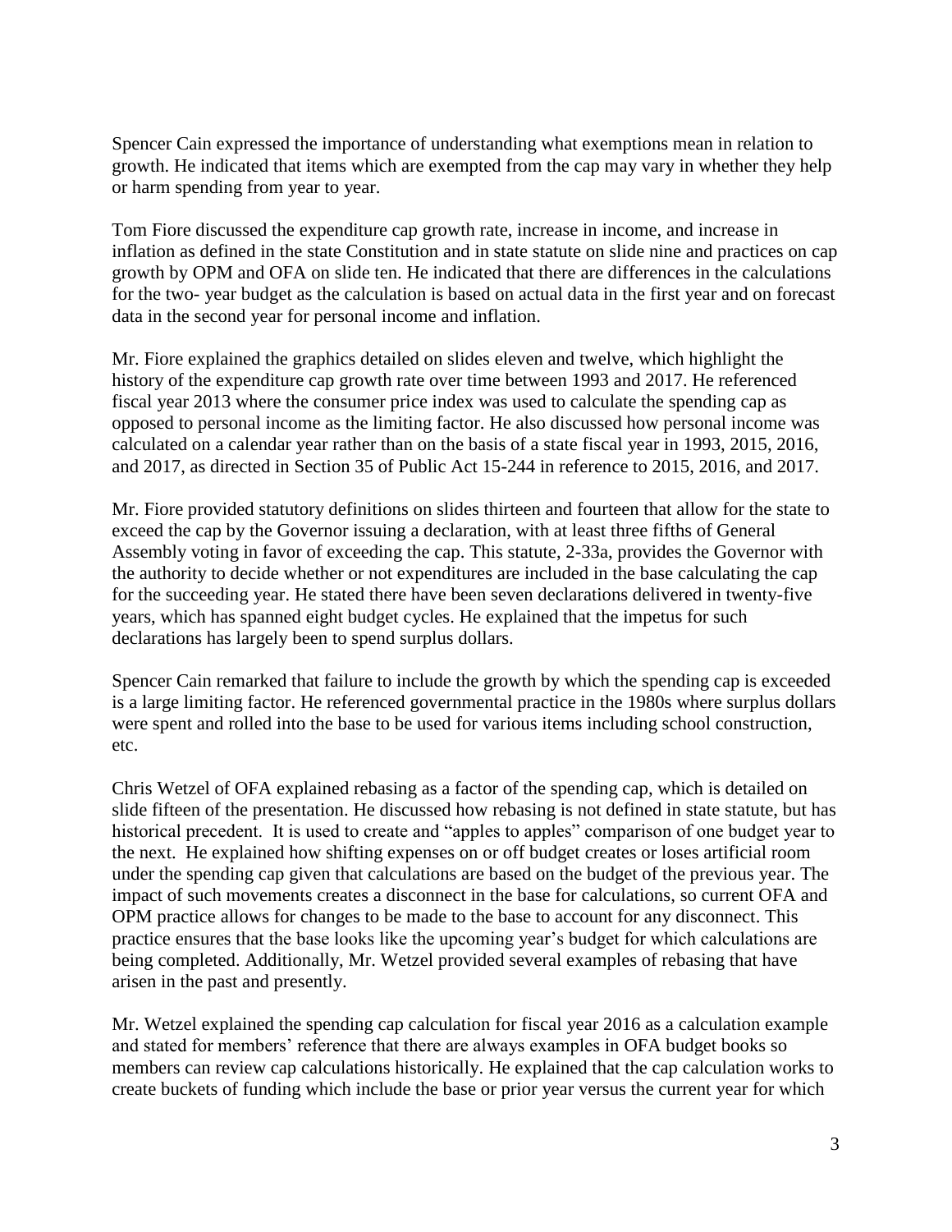Spencer Cain expressed the importance of understanding what exemptions mean in relation to growth. He indicated that items which are exempted from the cap may vary in whether they help or harm spending from year to year.

Tom Fiore discussed the expenditure cap growth rate, increase in income, and increase in inflation as defined in the state Constitution and in state statute on slide nine and practices on cap growth by OPM and OFA on slide ten. He indicated that there are differences in the calculations for the two- year budget as the calculation is based on actual data in the first year and on forecast data in the second year for personal income and inflation.

Mr. Fiore explained the graphics detailed on slides eleven and twelve, which highlight the history of the expenditure cap growth rate over time between 1993 and 2017. He referenced fiscal year 2013 where the consumer price index was used to calculate the spending cap as opposed to personal income as the limiting factor. He also discussed how personal income was calculated on a calendar year rather than on the basis of a state fiscal year in 1993, 2015, 2016, and 2017, as directed in Section 35 of Public Act 15-244 in reference to 2015, 2016, and 2017.

Mr. Fiore provided statutory definitions on slides thirteen and fourteen that allow for the state to exceed the cap by the Governor issuing a declaration, with at least three fifths of General Assembly voting in favor of exceeding the cap. This statute, 2-33a, provides the Governor with the authority to decide whether or not expenditures are included in the base calculating the cap for the succeeding year. He stated there have been seven declarations delivered in twenty-five years, which has spanned eight budget cycles. He explained that the impetus for such declarations has largely been to spend surplus dollars.

Spencer Cain remarked that failure to include the growth by which the spending cap is exceeded is a large limiting factor. He referenced governmental practice in the 1980s where surplus dollars were spent and rolled into the base to be used for various items including school construction, etc.

Chris Wetzel of OFA explained rebasing as a factor of the spending cap, which is detailed on slide fifteen of the presentation. He discussed how rebasing is not defined in state statute, but has historical precedent. It is used to create and "apples to apples" comparison of one budget year to the next. He explained how shifting expenses on or off budget creates or loses artificial room under the spending cap given that calculations are based on the budget of the previous year. The impact of such movements creates a disconnect in the base for calculations, so current OFA and OPM practice allows for changes to be made to the base to account for any disconnect. This practice ensures that the base looks like the upcoming year's budget for which calculations are being completed. Additionally, Mr. Wetzel provided several examples of rebasing that have arisen in the past and presently.

Mr. Wetzel explained the spending cap calculation for fiscal year 2016 as a calculation example and stated for members' reference that there are always examples in OFA budget books so members can review cap calculations historically. He explained that the cap calculation works to create buckets of funding which include the base or prior year versus the current year for which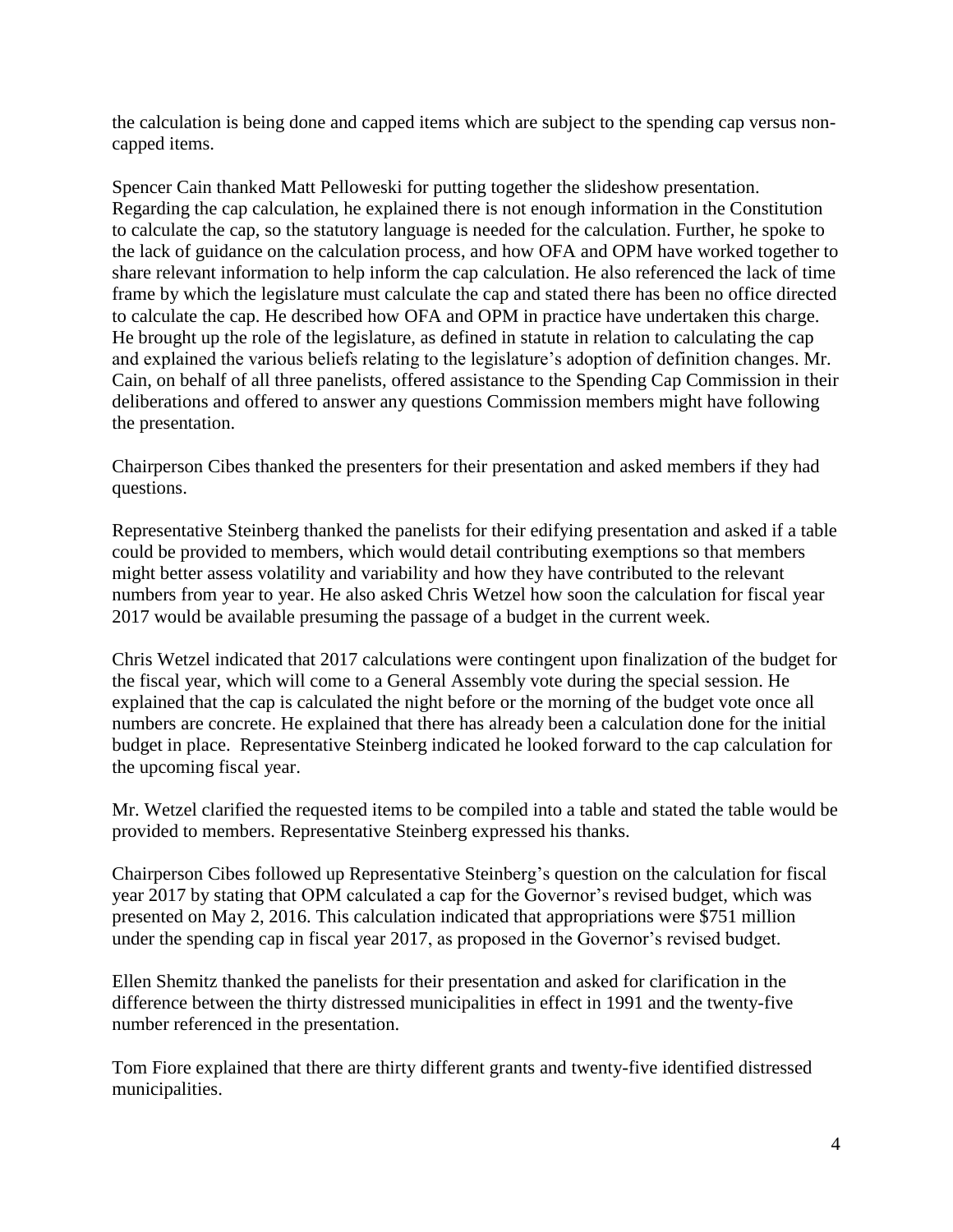the calculation is being done and capped items which are subject to the spending cap versus non-capped items.

Spencer Cain thanked Matt Pelloweski for putting together the slideshow presentation. Regarding the cap calculation, he explained there is not enough information in the Constitution to calculate the cap, so the statutory language is needed for the calculation. Further, he spoke to the lack of guidance on the calculation process, and how OFA and OPM have worked together to share relevant information to help inform the cap calculation. He also referenced the lack of time frame by which the legislature must calculate the cap and stated there has been no office directed to calculate the cap. He described how OFA and OPM in practice have undertaken this charge. He brought up the role of the legislature, as defined in statute in relation to calculating the cap and explained the various beliefs relating to the legislature's adoption of definition changes. Mr. Cain, on behalf of all three panelists, offered assistance to the Spending Cap Commission in their deliberations and offered to answer any questions Commission members might have following the presentation.

Chairperson Cibes thanked the presenters for their presentation and asked members if they had questions.

Representative Steinberg thanked the panelists for their edifying presentation and asked if a table could be provided to members, which would detail contributing exemptions so that members might better assess volatility and variability and how they have contributed to the relevant numbers from year to year. He also asked Chris Wetzel how soon the calculation for fiscal year 2017 would be available presuming the passage of a budget in the current week.

Chris Wetzel indicated that 2017 calculations were contingent upon finalization of the budget for the fiscal year, which will come to a General Assembly vote during the special session. He explained that the cap is calculated the night before or the morning of the budget vote once all numbers are concrete. He explained that there has already been a calculation done for the initial budget in place. Representative Steinberg indicated he looked forward to the cap calculation for the upcoming fiscal year.

Mr. Wetzel clarified the requested items to be compiled into a table and stated the table would be provided to members. Representative Steinberg expressed his thanks.

Chairperson Cibes followed up Representative Steinberg's question on the calculation for fiscal year 2017 by stating that OPM calculated a cap for the Governor's revised budget, which was presented on May 2, 2016. This calculation indicated that appropriations were $751 million under the spending cap in fiscal year 2017, as proposed in the Governor's revised budget.

Ellen Shemitz thanked the panelists for their presentation and asked for clarification in the difference between the thirty distressed municipalities in effect in 1991 and the twenty-five number referenced in the presentation.

Tom Fiore explained that there are thirty different grants and twenty-five identified distressed municipalities.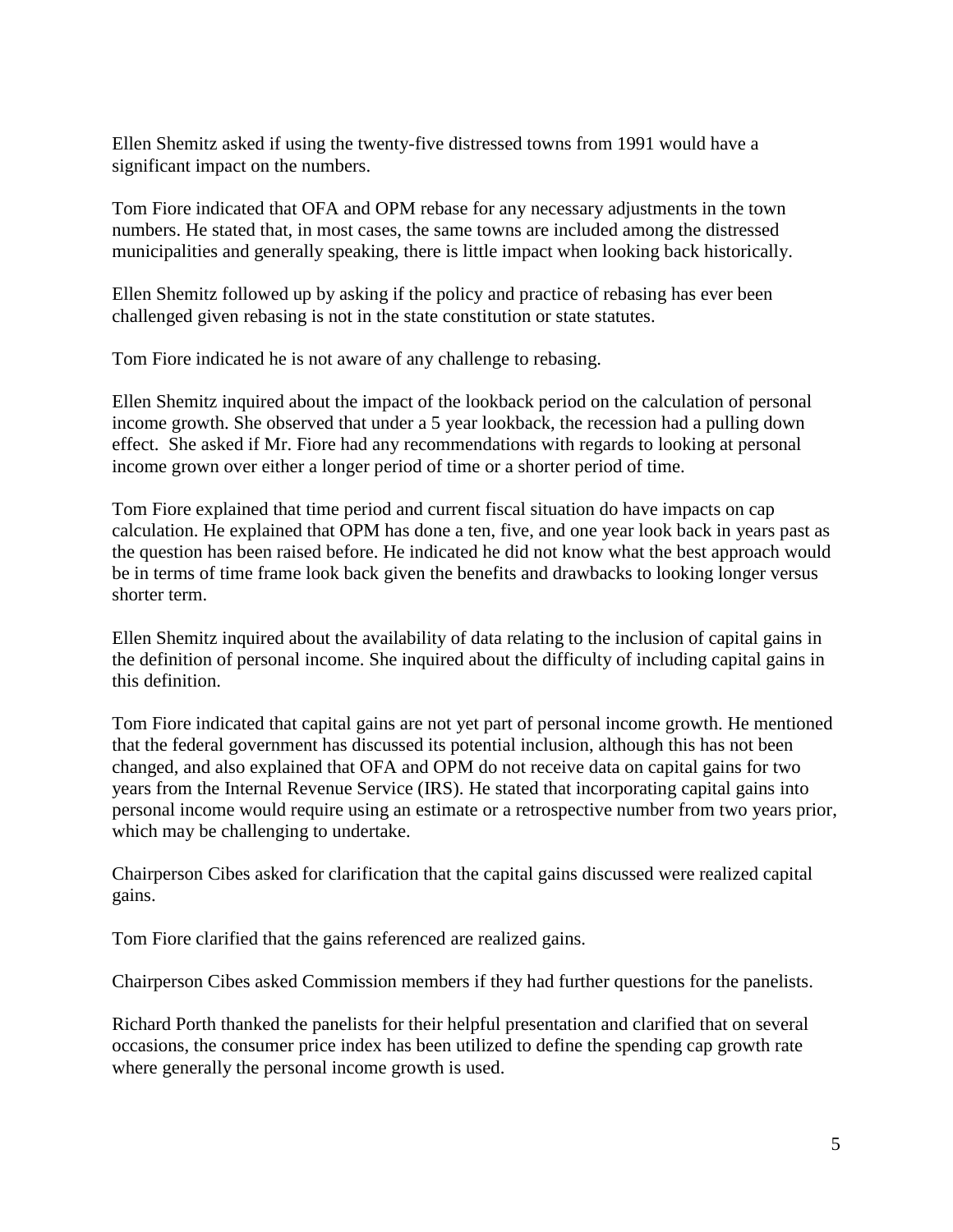Ellen Shemitz asked if using the twenty-five distressed towns from 1991 would have a significant impact on the numbers.

Tom Fiore indicated that OFA and OPM rebase for any necessary adjustments in the town numbers. He stated that, in most cases, the same towns are included among the distressed municipalities and generally speaking, there is little impact when looking back historically.

Ellen Shemitz followed up by asking if the policy and practice of rebasing has ever been challenged given rebasing is not in the state constitution or state statutes.

Tom Fiore indicated he is not aware of any challenge to rebasing.

Ellen Shemitz inquired about the impact of the lookback period on the calculation of personal income growth. She observed that under a 5 year lookback, the recession had a pulling down effect. She asked if Mr. Fiore had any recommendations with regards to looking at personal income grown over either a longer period of time or a shorter period of time.

Tom Fiore explained that time period and current fiscal situation do have impacts on cap calculation. He explained that OPM has done a ten, five, and one year look back in years past as the question has been raised before. He indicated he did not know what the best approach would be in terms of time frame look back given the benefits and drawbacks to looking longer versus shorter term.

Ellen Shemitz inquired about the availability of data relating to the inclusion of capital gains in the definition of personal income. She inquired about the difficulty of including capital gains in this definition.

Tom Fiore indicated that capital gains are not yet part of personal income growth. He mentioned that the federal government has discussed its potential inclusion, although this has not been changed, and also explained that OFA and OPM do not receive data on capital gains for two years from the Internal Revenue Service (IRS). He stated that incorporating capital gains into personal income would require using an estimate or a retrospective number from two years prior, which may be challenging to undertake.

Chairperson Cibes asked for clarification that the capital gains discussed were realized capital gains.

Tom Fiore clarified that the gains referenced are realized gains.

Chairperson Cibes asked Commission members if they had further questions for the panelists.

Richard Porth thanked the panelists for their helpful presentation and clarified that on several occasions, the consumer price index has been utilized to define the spending cap growth rate where generally the personal income growth is used.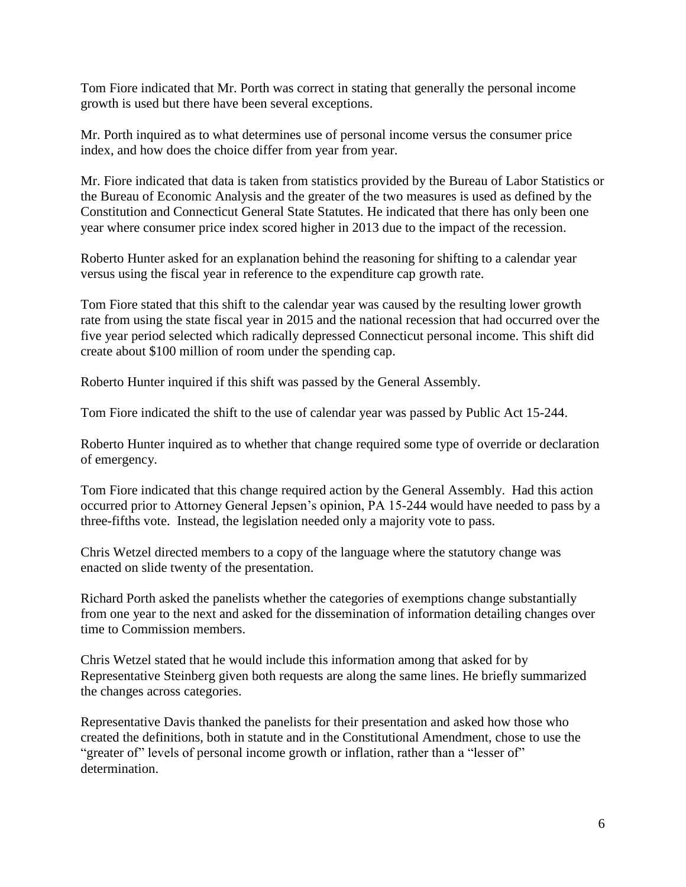Tom Fiore indicated that Mr. Porth was correct in stating that generally the personal income growth is used but there have been several exceptions.

Mr. Porth inquired as to what determines use of personal income versus the consumer price index, and how does the choice differ from year from year.

Mr. Fiore indicated that data is taken from statistics provided by the Bureau of Labor Statistics or the Bureau of Economic Analysis and the greater of the two measures is used as defined by the Constitution and Connecticut General State Statutes. He indicated that there has only been one year where consumer price index scored higher in 2013 due to the impact of the recession.

Roberto Hunter asked for an explanation behind the reasoning for shifting to a calendar year versus using the fiscal year in reference to the expenditure cap growth rate.

Tom Fiore stated that this shift to the calendar year was caused by the resulting lower growth rate from using the state fiscal year in 2015 and the national recession that had occurred over the five year period selected which radically depressed Connecticut personal income. This shift did create about $100 million of room under the spending cap.

Roberto Hunter inquired if this shift was passed by the General Assembly.

Tom Fiore indicated the shift to the use of calendar year was passed by Public Act 15-244.

Roberto Hunter inquired as to whether that change required some type of override or declaration of emergency.

Tom Fiore indicated that this change required action by the General Assembly. Had this action occurred prior to Attorney General Jepsen's opinion, PA 15-244 would have needed to pass by a three-fifths vote. Instead, the legislation needed only a majority vote to pass.

Chris Wetzel directed members to a copy of the language where the statutory change was enacted on slide twenty of the presentation.

Richard Porth asked the panelists whether the categories of exemptions change substantially from one year to the next and asked for the dissemination of information detailing changes over time to Commission members.

Chris Wetzel stated that he would include this information among that asked for by Representative Steinberg given both requests are along the same lines. He briefly summarized the changes across categories.

Representative Davis thanked the panelists for their presentation and asked how those who created the definitions, both in statute and in the Constitutional Amendment, chose to use the "greater of" levels of personal income growth or inflation, rather than a "lesser of" determination.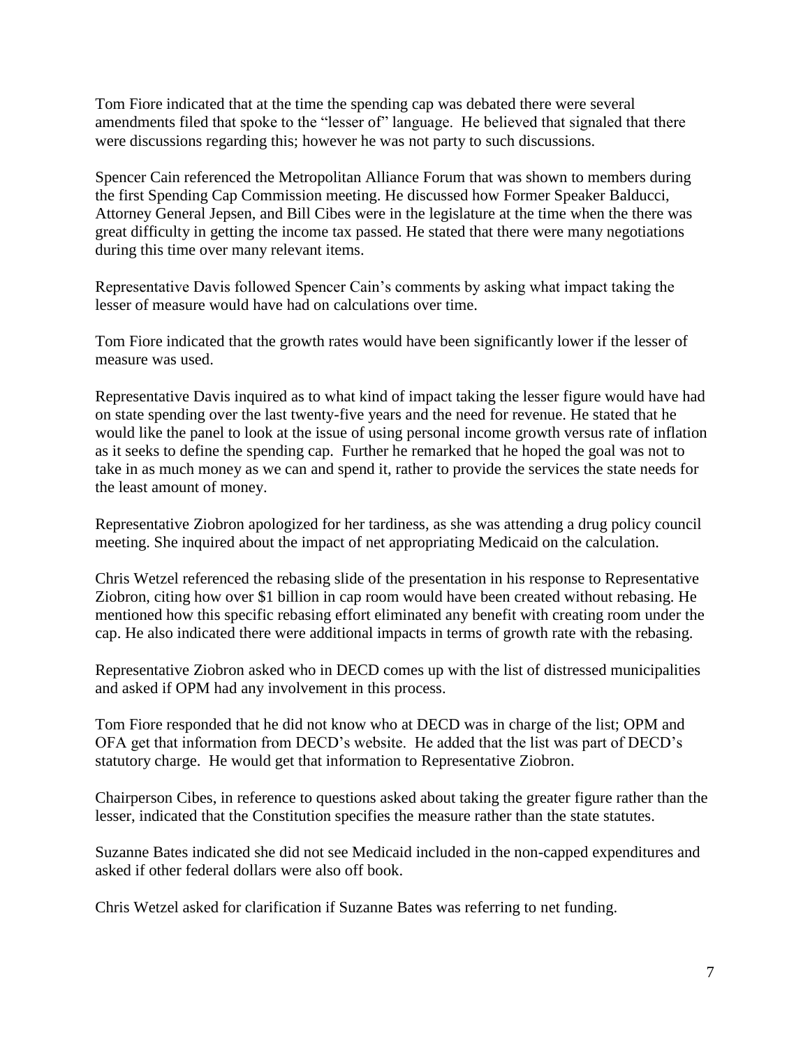Tom Fiore indicated that at the time the spending cap was debated there were several amendments filed that spoke to the "lesser of" language. He believed that signaled that there were discussions regarding this; however he was not party to such discussions.

Spencer Cain referenced the Metropolitan Alliance Forum that was shown to members during the first Spending Cap Commission meeting. He discussed how Former Speaker Balducci, Attorney General Jepsen, and Bill Cibes were in the legislature at the time when the there was great difficulty in getting the income tax passed. He stated that there were many negotiations during this time over many relevant items.

Representative Davis followed Spencer Cain's comments by asking what impact taking the lesser of measure would have had on calculations over time.

Tom Fiore indicated that the growth rates would have been significantly lower if the lesser of measure was used.

Representative Davis inquired as to what kind of impact taking the lesser figure would have had on state spending over the last twenty-five years and the need for revenue. He stated that he would like the panel to look at the issue of using personal income growth versus rate of inflation as it seeks to define the spending cap. Further he remarked that he hoped the goal was not to take in as much money as we can and spend it, rather to provide the services the state needs for the least amount of money.

Representative Ziobron apologized for her tardiness, as she was attending a drug policy council meeting. She inquired about the impact of net appropriating Medicaid on the calculation.

Chris Wetzel referenced the rebasing slide of the presentation in his response to Representative Ziobron, citing how over $1 billion in cap room would have been created without rebasing. He mentioned how this specific rebasing effort eliminated any benefit with creating room under the cap. He also indicated there were additional impacts in terms of growth rate with the rebasing.

Representative Ziobron asked who in DECD comes up with the list of distressed municipalities and asked if OPM had any involvement in this process.

Tom Fiore responded that he did not know who at DECD was in charge of the list; OPM and OFA get that information from DECD's website. He added that the list was part of DECD's statutory charge. He would get that information to Representative Ziobron.

Chairperson Cibes, in reference to questions asked about taking the greater figure rather than the lesser, indicated that the Constitution specifies the measure rather than the state statutes.

Suzanne Bates indicated she did not see Medicaid included in the non-capped expenditures and asked if other federal dollars were also off book.

Chris Wetzel asked for clarification if Suzanne Bates was referring to net funding.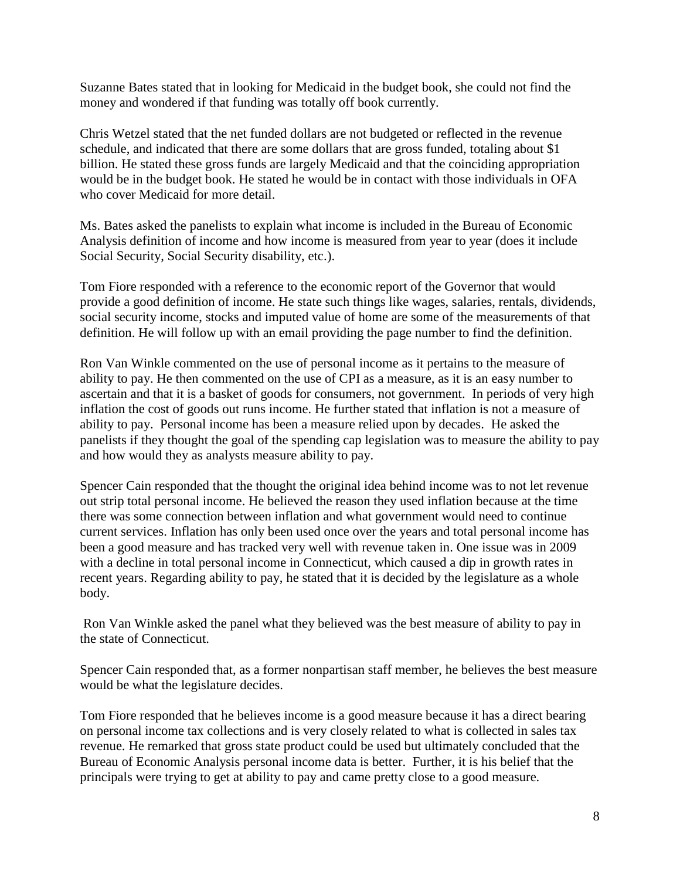Suzanne Bates stated that in looking for Medicaid in the budget book, she could not find the money and wondered if that funding was totally off book currently.

Chris Wetzel stated that the net funded dollars are not budgeted or reflected in the revenue schedule, and indicated that there are some dollars that are gross funded, totaling about $1 billion. He stated these gross funds are largely Medicaid and that the coinciding appropriation would be in the budget book. He stated he would be in contact with those individuals in OFA who cover Medicaid for more detail.

Ms. Bates asked the panelists to explain what income is included in the Bureau of Economic Analysis definition of income and how income is measured from year to year (does it include Social Security, Social Security disability, etc.).

Tom Fiore responded with a reference to the economic report of the Governor that would provide a good definition of income. He state such things like wages, salaries, rentals, dividends, social security income, stocks and imputed value of home are some of the measurements of that definition. He will follow up with an email providing the page number to find the definition.

Ron Van Winkle commented on the use of personal income as it pertains to the measure of ability to pay. He then commented on the use of CPI as a measure, as it is an easy number to ascertain and that it is a basket of goods for consumers, not government. In periods of very high inflation the cost of goods out runs income. He further stated that inflation is not a measure of ability to pay. Personal income has been a measure relied upon by decades. He asked the panelists if they thought the goal of the spending cap legislation was to measure the ability to pay and how would they as analysts measure ability to pay.

Spencer Cain responded that the thought the original idea behind income was to not let revenue out strip total personal income. He believed the reason they used inflation because at the time there was some connection between inflation and what government would need to continue current services. Inflation has only been used once over the years and total personal income has been a good measure and has tracked very well with revenue taken in. One issue was in 2009 with a decline in total personal income in Connecticut, which caused a dip in growth rates in recent years. Regarding ability to pay, he stated that it is decided by the legislature as a whole body.

Ron Van Winkle asked the panel what they believed was the best measure of ability to pay in the state of Connecticut.

Spencer Cain responded that, as a former nonpartisan staff member, he believes the best measure would be what the legislature decides.

Tom Fiore responded that he believes income is a good measure because it has a direct bearing on personal income tax collections and is very closely related to what is collected in sales tax revenue. He remarked that gross state product could be used but ultimately concluded that the Bureau of Economic Analysis personal income data is better. Further, it is his belief that the principals were trying to get at ability to pay and came pretty close to a good measure.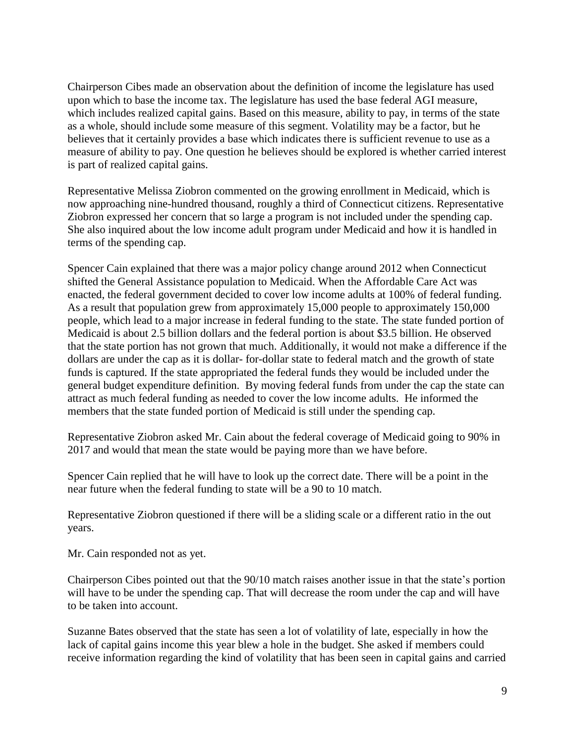Chairperson Cibes made an observation about the definition of income the legislature has used upon which to base the income tax. The legislature has used the base federal AGI measure, which includes realized capital gains. Based on this measure, ability to pay, in terms of the state as a whole, should include some measure of this segment. Volatility may be a factor, but he believes that it certainly provides a base which indicates there is sufficient revenue to use as a measure of ability to pay. One question he believes should be explored is whether carried interest is part of realized capital gains.

Representative Melissa Ziobron commented on the growing enrollment in Medicaid, which is now approaching nine-hundred thousand, roughly a third of Connecticut citizens. Representative Ziobron expressed her concern that so large a program is not included under the spending cap. She also inquired about the low income adult program under Medicaid and how it is handled in terms of the spending cap.

Spencer Cain explained that there was a major policy change around 2012 when Connecticut shifted the General Assistance population to Medicaid. When the Affordable Care Act was enacted, the federal government decided to cover low income adults at 100% of federal funding. As a result that population grew from approximately 15,000 people to approximately 150,000 people, which lead to a major increase in federal funding to the state. The state funded portion of Medicaid is about 2.5 billion dollars and the federal portion is about $3.5 billion. He observed that the state portion has not grown that much. Additionally, it would not make a difference if the dollars are under the cap as it is dollar- for-dollar state to federal match and the growth of state funds is captured. If the state appropriated the federal funds they would be included under the general budget expenditure definition. By moving federal funds from under the cap the state can attract as much federal funding as needed to cover the low income adults. He informed the members that the state funded portion of Medicaid is still under the spending cap.

Representative Ziobron asked Mr. Cain about the federal coverage of Medicaid going to 90% in 2017 and would that mean the state would be paying more than we have before.

Spencer Cain replied that he will have to look up the correct date. There will be a point in the near future when the federal funding to state will be a 90 to 10 match.

Representative Ziobron questioned if there will be a sliding scale or a different ratio in the out years.

Mr. Cain responded not as yet.

Chairperson Cibes pointed out that the 90/10 match raises another issue in that the state's portion will have to be under the spending cap. That will decrease the room under the cap and will have to be taken into account.

Suzanne Bates observed that the state has seen a lot of volatility of late, especially in how the lack of capital gains income this year blew a hole in the budget. She asked if members could receive information regarding the kind of volatility that has been seen in capital gains and carried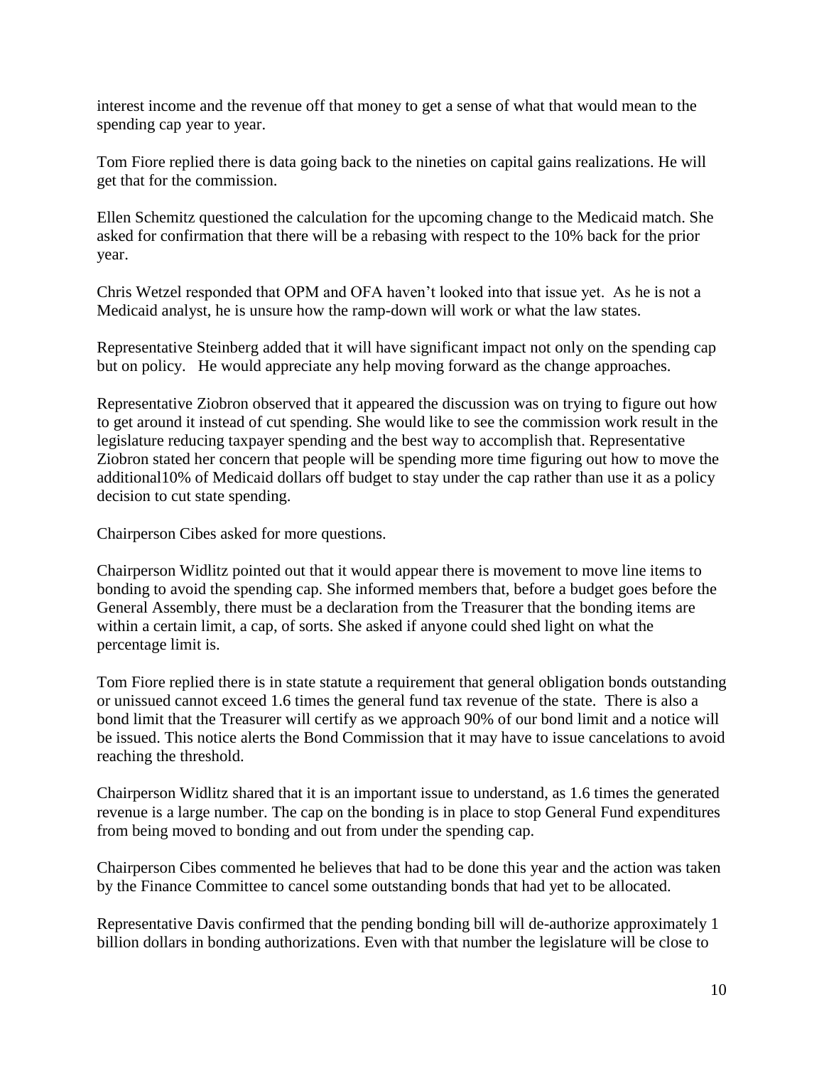interest income and the revenue off that money to get a sense of what that would mean to the spending cap year to year.

Tom Fiore replied there is data going back to the nineties on capital gains realizations. He will get that for the commission.

Ellen Schemitz questioned the calculation for the upcoming change to the Medicaid match. She asked for confirmation that there will be a rebasing with respect to the 10% back for the prior year.

Chris Wetzel responded that OPM and OFA haven't looked into that issue yet. As he is not a Medicaid analyst, he is unsure how the ramp-down will work or what the law states.

Representative Steinberg added that it will have significant impact not only on the spending cap but on policy. He would appreciate any help moving forward as the change approaches.

Representative Ziobron observed that it appeared the discussion was on trying to figure out how to get around it instead of cut spending. She would like to see the commission work result in the legislature reducing taxpayer spending and the best way to accomplish that. Representative Ziobron stated her concern that people will be spending more time figuring out how to move the additional10% of Medicaid dollars off budget to stay under the cap rather than use it as a policy decision to cut state spending.

Chairperson Cibes asked for more questions.

Chairperson Widlitz pointed out that it would appear there is movement to move line items to bonding to avoid the spending cap. She informed members that, before a budget goes before the General Assembly, there must be a declaration from the Treasurer that the bonding items are within a certain limit, a cap, of sorts. She asked if anyone could shed light on what the percentage limit is.

Tom Fiore replied there is in state statute a requirement that general obligation bonds outstanding or unissued cannot exceed 1.6 times the general fund tax revenue of the state. There is also a bond limit that the Treasurer will certify as we approach 90% of our bond limit and a notice will be issued. This notice alerts the Bond Commission that it may have to issue cancelations to avoid reaching the threshold.

Chairperson Widlitz shared that it is an important issue to understand, as 1.6 times the generated revenue is a large number. The cap on the bonding is in place to stop General Fund expenditures from being moved to bonding and out from under the spending cap.

Chairperson Cibes commented he believes that had to be done this year and the action was taken by the Finance Committee to cancel some outstanding bonds that had yet to be allocated.

Representative Davis confirmed that the pending bonding bill will de-authorize approximately 1 billion dollars in bonding authorizations. Even with that number the legislature will be close to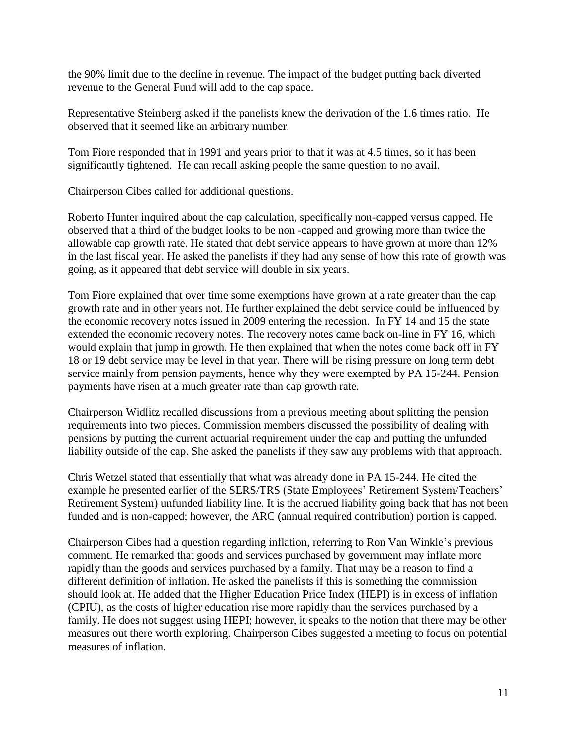the 90% limit due to the decline in revenue. The impact of the budget putting back diverted revenue to the General Fund will add to the cap space.

Representative Steinberg asked if the panelists knew the derivation of the 1.6 times ratio. He observed that it seemed like an arbitrary number.

Tom Fiore responded that in 1991 and years prior to that it was at 4.5 times, so it has been significantly tightened. He can recall asking people the same question to no avail.

Chairperson Cibes called for additional questions.

Roberto Hunter inquired about the cap calculation, specifically non-capped versus capped. He observed that a third of the budget looks to be non -capped and growing more than twice the allowable cap growth rate. He stated that debt service appears to have grown at more than 12% in the last fiscal year. He asked the panelists if they had any sense of how this rate of growth was going, as it appeared that debt service will double in six years.

Tom Fiore explained that over time some exemptions have grown at a rate greater than the cap growth rate and in other years not. He further explained the debt service could be influenced by the economic recovery notes issued in 2009 entering the recession. In FY 14 and 15 the state extended the economic recovery notes. The recovery notes came back on-line in FY 16, which would explain that jump in growth. He then explained that when the notes come back off in FY 18 or 19 debt service may be level in that year. There will be rising pressure on long term debt service mainly from pension payments, hence why they were exempted by PA 15-244. Pension payments have risen at a much greater rate than cap growth rate.

Chairperson Widlitz recalled discussions from a previous meeting about splitting the pension requirements into two pieces. Commission members discussed the possibility of dealing with pensions by putting the current actuarial requirement under the cap and putting the unfunded liability outside of the cap. She asked the panelists if they saw any problems with that approach.

Chris Wetzel stated that essentially that what was already done in PA 15-244. He cited the example he presented earlier of the SERS/TRS (State Employees' Retirement System/Teachers' Retirement System) unfunded liability line. It is the accrued liability going back that has not been funded and is non-capped; however, the ARC (annual required contribution) portion is capped.

Chairperson Cibes had a question regarding inflation, referring to Ron Van Winkle's previous comment. He remarked that goods and services purchased by government may inflate more rapidly than the goods and services purchased by a family. That may be a reason to find a different definition of inflation. He asked the panelists if this is something the commission should look at. He added that the Higher Education Price Index (HEPI) is in excess of inflation (CPIU), as the costs of higher education rise more rapidly than the services purchased by a family. He does not suggest using HEPI; however, it speaks to the notion that there may be other measures out there worth exploring. Chairperson Cibes suggested a meeting to focus on potential measures of inflation.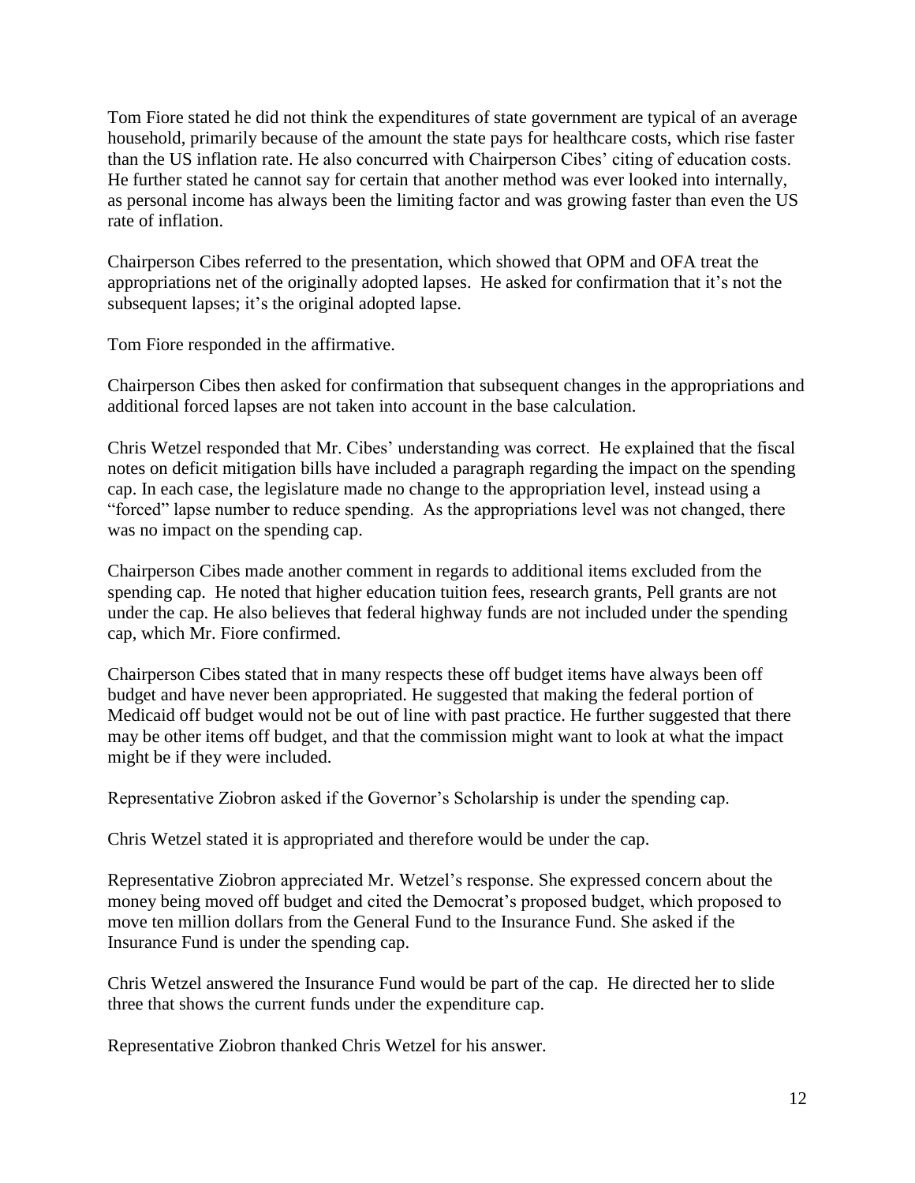Tom Fiore stated he did not think the expenditures of state government are typical of an average household, primarily because of the amount the state pays for healthcare costs, which rise faster than the US inflation rate. He also concurred with Chairperson Cibes' citing of education costs. He further stated he cannot say for certain that another method was ever looked into internally, as personal income has always been the limiting factor and was growing faster than even the US rate of inflation.

Chairperson Cibes referred to the presentation, which showed that OPM and OFA treat the appropriations net of the originally adopted lapses. He asked for confirmation that it's not the subsequent lapses; it's the original adopted lapse.

Tom Fiore responded in the affirmative.

Chairperson Cibes then asked for confirmation that subsequent changes in the appropriations and additional forced lapses are not taken into account in the base calculation.

Chris Wetzel responded that Mr. Cibes' understanding was correct. He explained that the fiscal notes on deficit mitigation bills have included a paragraph regarding the impact on the spending cap. In each case, the legislature made no change to the appropriation level, instead using a "forced" lapse number to reduce spending. As the appropriations level was not changed, there was no impact on the spending cap.

Chairperson Cibes made another comment in regards to additional items excluded from the spending cap. He noted that higher education tuition fees, research grants, Pell grants are not under the cap. He also believes that federal highway funds are not included under the spending cap, which Mr. Fiore confirmed.

Chairperson Cibes stated that in many respects these off budget items have always been off budget and have never been appropriated. He suggested that making the federal portion of Medicaid off budget would not be out of line with past practice. He further suggested that there may be other items off budget, and that the commission might want to look at what the impact might be if they were included.

Representative Ziobron asked if the Governor's Scholarship is under the spending cap.

Chris Wetzel stated it is appropriated and therefore would be under the cap.

Representative Ziobron appreciated Mr. Wetzel's response. She expressed concern about the money being moved off budget and cited the Democrat's proposed budget, which proposed to move ten million dollars from the General Fund to the Insurance Fund. She asked if the Insurance Fund is under the spending cap.

Chris Wetzel answered the Insurance Fund would be part of the cap. He directed her to slide three that shows the current funds under the expenditure cap.

Representative Ziobron thanked Chris Wetzel for his answer.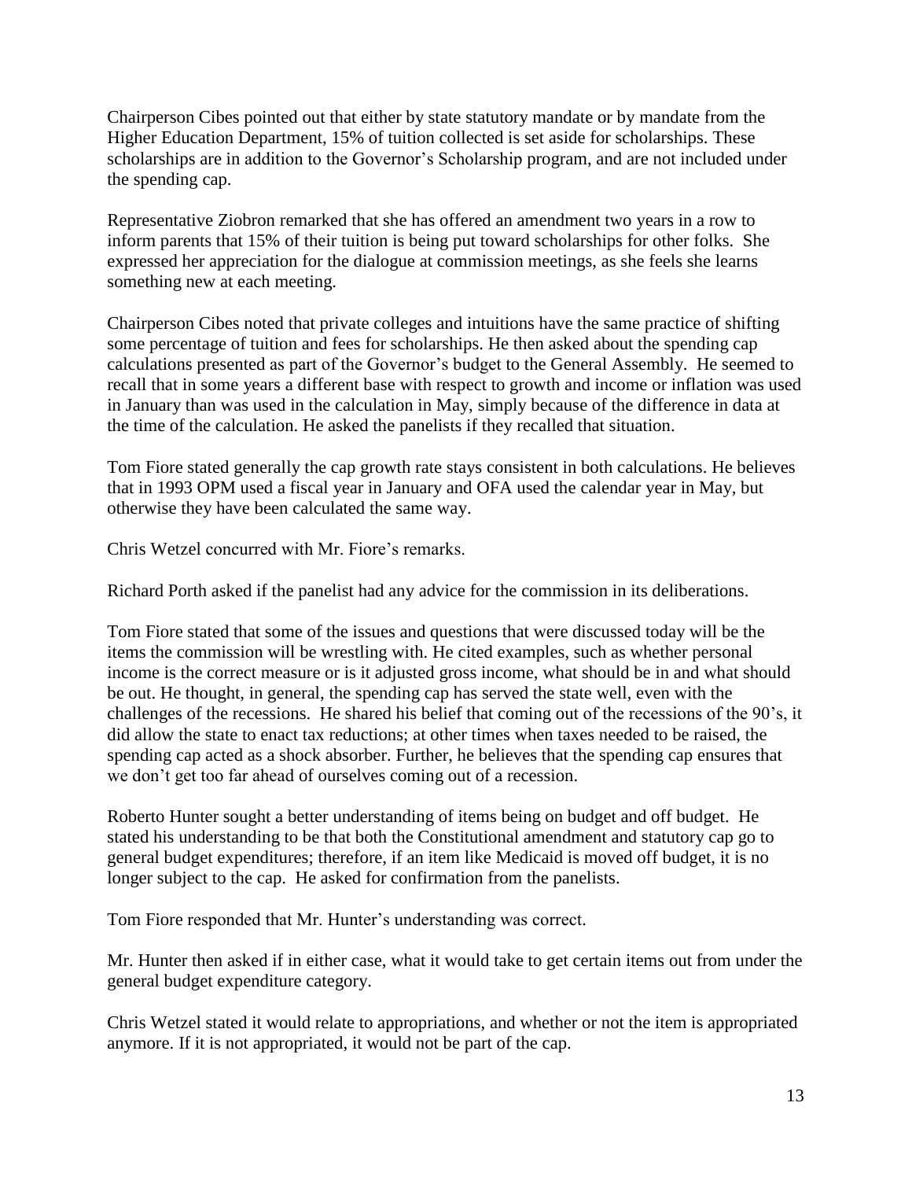Chairperson Cibes pointed out that either by state statutory mandate or by mandate from the Higher Education Department, 15% of tuition collected is set aside for scholarships. These scholarships are in addition to the Governor's Scholarship program, and are not included under the spending cap.

Representative Ziobron remarked that she has offered an amendment two years in a row to inform parents that 15% of their tuition is being put toward scholarships for other folks. She expressed her appreciation for the dialogue at commission meetings, as she feels she learns something new at each meeting.

Chairperson Cibes noted that private colleges and intuitions have the same practice of shifting some percentage of tuition and fees for scholarships. He then asked about the spending cap calculations presented as part of the Governor's budget to the General Assembly. He seemed to recall that in some years a different base with respect to growth and income or inflation was used in January than was used in the calculation in May, simply because of the difference in data at the time of the calculation. He asked the panelists if they recalled that situation.

Tom Fiore stated generally the cap growth rate stays consistent in both calculations. He believes that in 1993 OPM used a fiscal year in January and OFA used the calendar year in May, but otherwise they have been calculated the same way.

Chris Wetzel concurred with Mr. Fiore's remarks.

Richard Porth asked if the panelist had any advice for the commission in its deliberations.

Tom Fiore stated that some of the issues and questions that were discussed today will be the items the commission will be wrestling with. He cited examples, such as whether personal income is the correct measure or is it adjusted gross income, what should be in and what should be out. He thought, in general, the spending cap has served the state well, even with the challenges of the recessions. He shared his belief that coming out of the recessions of the 90's, it did allow the state to enact tax reductions; at other times when taxes needed to be raised, the spending cap acted as a shock absorber. Further, he believes that the spending cap ensures that we don't get too far ahead of ourselves coming out of a recession.

Roberto Hunter sought a better understanding of items being on budget and off budget. He stated his understanding to be that both the Constitutional amendment and statutory cap go to general budget expenditures; therefore, if an item like Medicaid is moved off budget, it is no longer subject to the cap. He asked for confirmation from the panelists.

Tom Fiore responded that Mr. Hunter's understanding was correct.

Mr. Hunter then asked if in either case, what it would take to get certain items out from under the general budget expenditure category.

Chris Wetzel stated it would relate to appropriations, and whether or not the item is appropriated anymore. If it is not appropriated, it would not be part of the cap.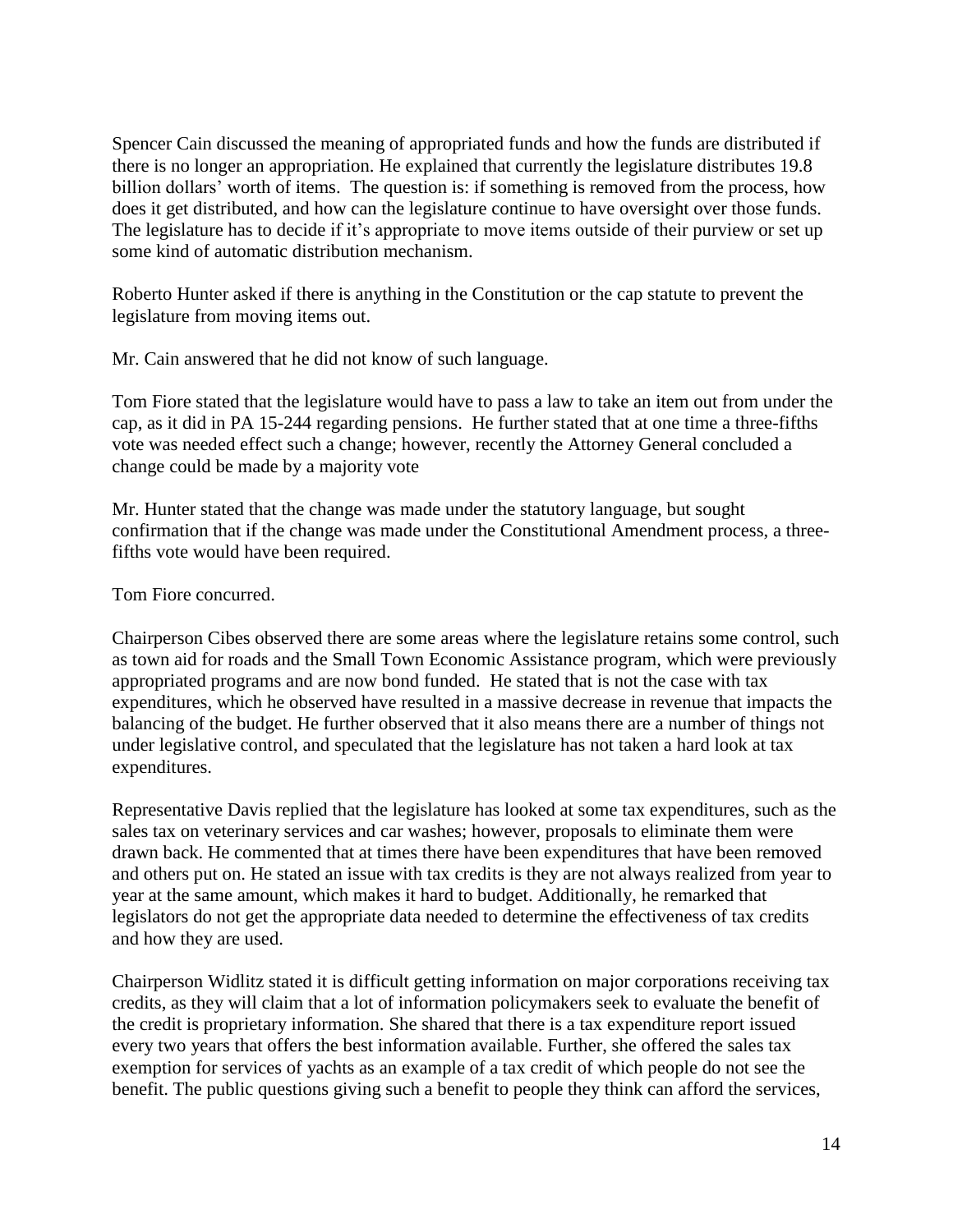Spencer Cain discussed the meaning of appropriated funds and how the funds are distributed if there is no longer an appropriation. He explained that currently the legislature distributes 19.8 billion dollars' worth of items. The question is: if something is removed from the process, how does it get distributed, and how can the legislature continue to have oversight over those funds. The legislature has to decide if it's appropriate to move items outside of their purview or set up some kind of automatic distribution mechanism.

Roberto Hunter asked if there is anything in the Constitution or the cap statute to prevent the legislature from moving items out.

Mr. Cain answered that he did not know of such language.

Tom Fiore stated that the legislature would have to pass a law to take an item out from under the cap, as it did in PA 15-244 regarding pensions. He further stated that at one time a three-fifths vote was needed effect such a change; however, recently the Attorney General concluded a change could be made by a majority vote

Mr. Hunter stated that the change was made under the statutory language, but sought confirmation that if the change was made under the Constitutional Amendment process, a three-fifths vote would have been required.

Tom Fiore concurred.

Chairperson Cibes observed there are some areas where the legislature retains some control, such as town aid for roads and the Small Town Economic Assistance program, which were previously appropriated programs and are now bond funded. He stated that is not the case with tax expenditures, which he observed have resulted in a massive decrease in revenue that impacts the balancing of the budget. He further observed that it also means there are a number of things not under legislative control, and speculated that the legislature has not taken a hard look at tax expenditures.

Representative Davis replied that the legislature has looked at some tax expenditures, such as the sales tax on veterinary services and car washes; however, proposals to eliminate them were drawn back. He commented that at times there have been expenditures that have been removed and others put on. He stated an issue with tax credits is they are not always realized from year to year at the same amount, which makes it hard to budget. Additionally, he remarked that legislators do not get the appropriate data needed to determine the effectiveness of tax credits and how they are used.

Chairperson Widlitz stated it is difficult getting information on major corporations receiving tax credits, as they will claim that a lot of information policymakers seek to evaluate the benefit of the credit is proprietary information. She shared that there is a tax expenditure report issued every two years that offers the best information available. Further, she offered the sales tax exemption for services of yachts as an example of a tax credit of which people do not see the benefit. The public questions giving such a benefit to people they think can afford the services,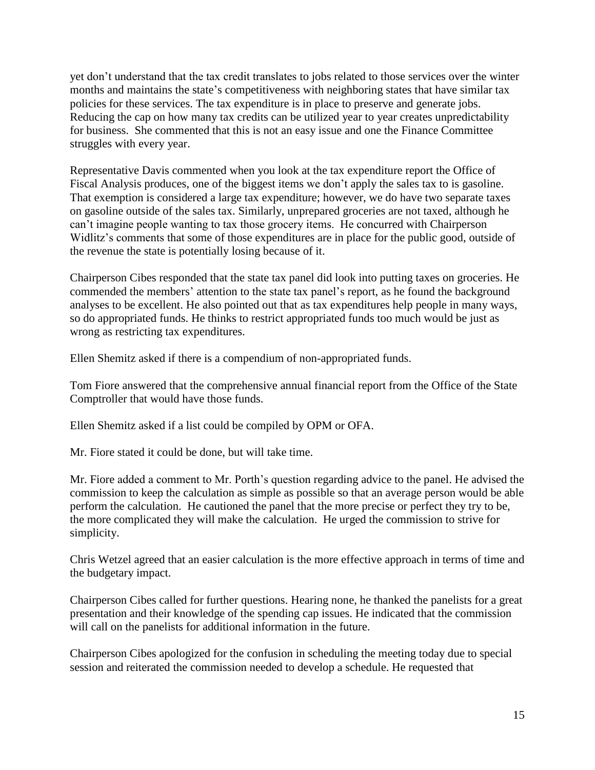yet don't understand that the tax credit translates to jobs related to those services over the winter months and maintains the state's competitiveness with neighboring states that have similar tax policies for these services. The tax expenditure is in place to preserve and generate jobs. Reducing the cap on how many tax credits can be utilized year to year creates unpredictability for business. She commented that this is not an easy issue and one the Finance Committee struggles with every year.

Representative Davis commented when you look at the tax expenditure report the Office of Fiscal Analysis produces, one of the biggest items we don't apply the sales tax to is gasoline. That exemption is considered a large tax expenditure; however, we do have two separate taxes on gasoline outside of the sales tax. Similarly, unprepared groceries are not taxed, although he can't imagine people wanting to tax those grocery items. He concurred with Chairperson Widlitz's comments that some of those expenditures are in place for the public good, outside of the revenue the state is potentially losing because of it.

Chairperson Cibes responded that the state tax panel did look into putting taxes on groceries. He commended the members' attention to the state tax panel's report, as he found the background analyses to be excellent. He also pointed out that as tax expenditures help people in many ways, so do appropriated funds. He thinks to restrict appropriated funds too much would be just as wrong as restricting tax expenditures.

Ellen Shemitz asked if there is a compendium of non-appropriated funds.

Tom Fiore answered that the comprehensive annual financial report from the Office of the State Comptroller that would have those funds.

Ellen Shemitz asked if a list could be compiled by OPM or OFA.

Mr. Fiore stated it could be done, but will take time.

Mr. Fiore added a comment to Mr. Porth's question regarding advice to the panel. He advised the commission to keep the calculation as simple as possible so that an average person would be able perform the calculation. He cautioned the panel that the more precise or perfect they try to be, the more complicated they will make the calculation. He urged the commission to strive for simplicity.

Chris Wetzel agreed that an easier calculation is the more effective approach in terms of time and the budgetary impact.

Chairperson Cibes called for further questions. Hearing none, he thanked the panelists for a great presentation and their knowledge of the spending cap issues. He indicated that the commission will call on the panelists for additional information in the future.

Chairperson Cibes apologized for the confusion in scheduling the meeting today due to special session and reiterated the commission needed to develop a schedule. He requested that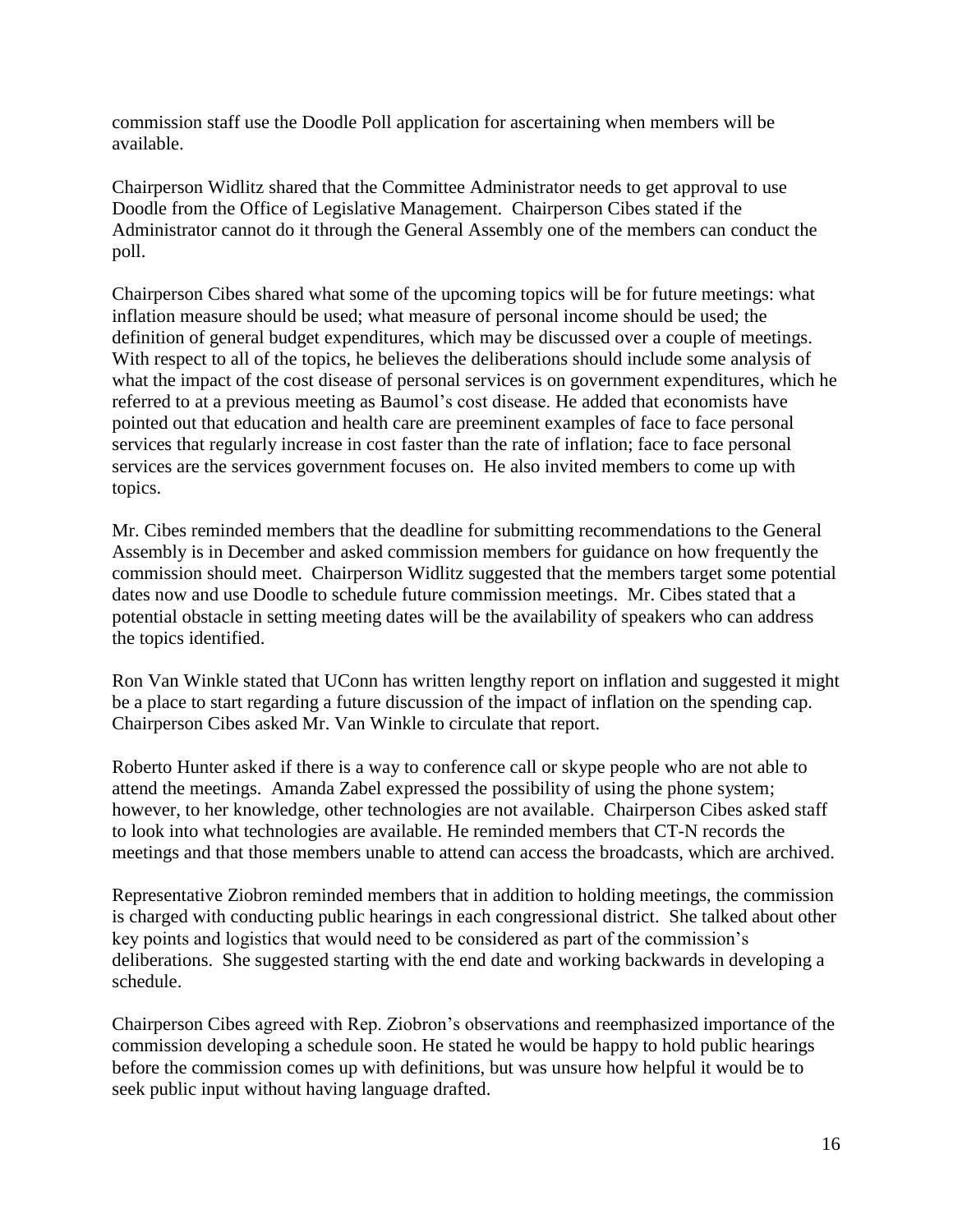commission staff use the Doodle Poll application for ascertaining when members will be available.

Chairperson Widlitz shared that the Committee Administrator needs to get approval to use Doodle from the Office of Legislative Management. Chairperson Cibes stated if the Administrator cannot do it through the General Assembly one of the members can conduct the poll.

Chairperson Cibes shared what some of the upcoming topics will be for future meetings: what inflation measure should be used; what measure of personal income should be used; the definition of general budget expenditures, which may be discussed over a couple of meetings. With respect to all of the topics, he believes the deliberations should include some analysis of what the impact of the cost disease of personal services is on government expenditures, which he referred to at a previous meeting as Baumol's cost disease. He added that economists have pointed out that education and health care are preeminent examples of face to face personal services that regularly increase in cost faster than the rate of inflation; face to face personal services are the services government focuses on. He also invited members to come up with topics.

Mr. Cibes reminded members that the deadline for submitting recommendations to the General Assembly is in December and asked commission members for guidance on how frequently the commission should meet. Chairperson Widlitz suggested that the members target some potential dates now and use Doodle to schedule future commission meetings. Mr. Cibes stated that a potential obstacle in setting meeting dates will be the availability of speakers who can address the topics identified.

Ron Van Winkle stated that UConn has written lengthy report on inflation and suggested it might be a place to start regarding a future discussion of the impact of inflation on the spending cap. Chairperson Cibes asked Mr. Van Winkle to circulate that report.

Roberto Hunter asked if there is a way to conference call or skype people who are not able to attend the meetings. Amanda Zabel expressed the possibility of using the phone system; however, to her knowledge, other technologies are not available. Chairperson Cibes asked staff to look into what technologies are available. He reminded members that CT-N records the meetings and that those members unable to attend can access the broadcasts, which are archived.

Representative Ziobron reminded members that in addition to holding meetings, the commission is charged with conducting public hearings in each congressional district. She talked about other key points and logistics that would need to be considered as part of the commission's deliberations. She suggested starting with the end date and working backwards in developing a schedule.

Chairperson Cibes agreed with Rep. Ziobron's observations and reemphasized importance of the commission developing a schedule soon. He stated he would be happy to hold public hearings before the commission comes up with definitions, but was unsure how helpful it would be to seek public input without having language drafted.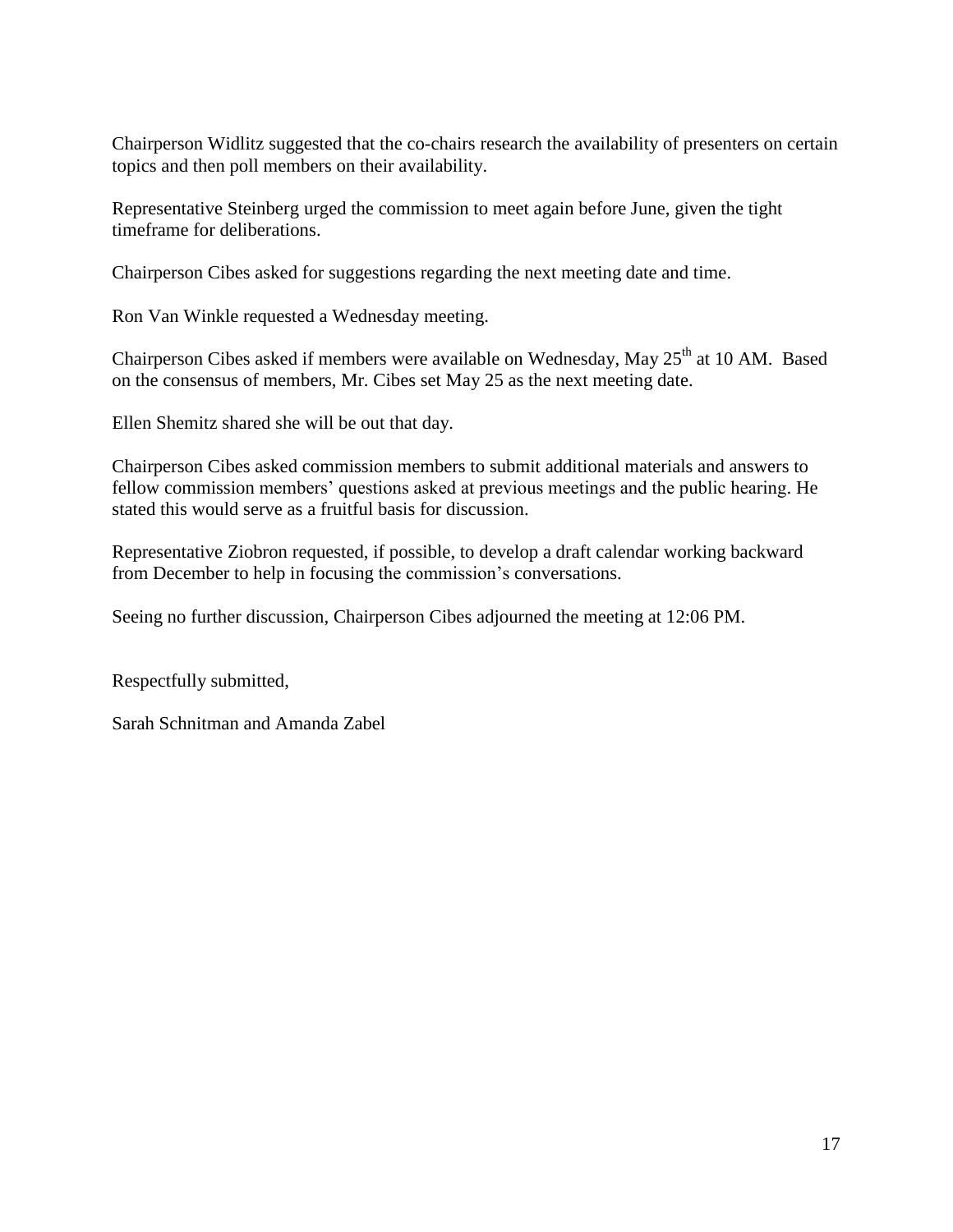Chairperson Widlitz suggested that the co-chairs research the availability of presenters on certain topics and then poll members on their availability.

Representative Steinberg urged the commission to meet again before June, given the tight timeframe for deliberations.

Chairperson Cibes asked for suggestions regarding the next meeting date and time.

Ron Van Winkle requested a Wednesday meeting.

Chairperson Cibes asked if members were available on Wednesday, May 25th at 10 AM. Based on the consensus of members, Mr. Cibes set May 25 as the next meeting date.

Ellen Shemitz shared she will be out that day.

Chairperson Cibes asked commission members to submit additional materials and answers to fellow commission members' questions asked at previous meetings and the public hearing. He stated this would serve as a fruitful basis for discussion.

Representative Ziobron requested, if possible, to develop a draft calendar working backward from December to help in focusing the commission's conversations.

Seeing no further discussion, Chairperson Cibes adjourned the meeting at 12:06 PM.

Respectfully submitted,

Sarah Schnitman and Amanda Zabel